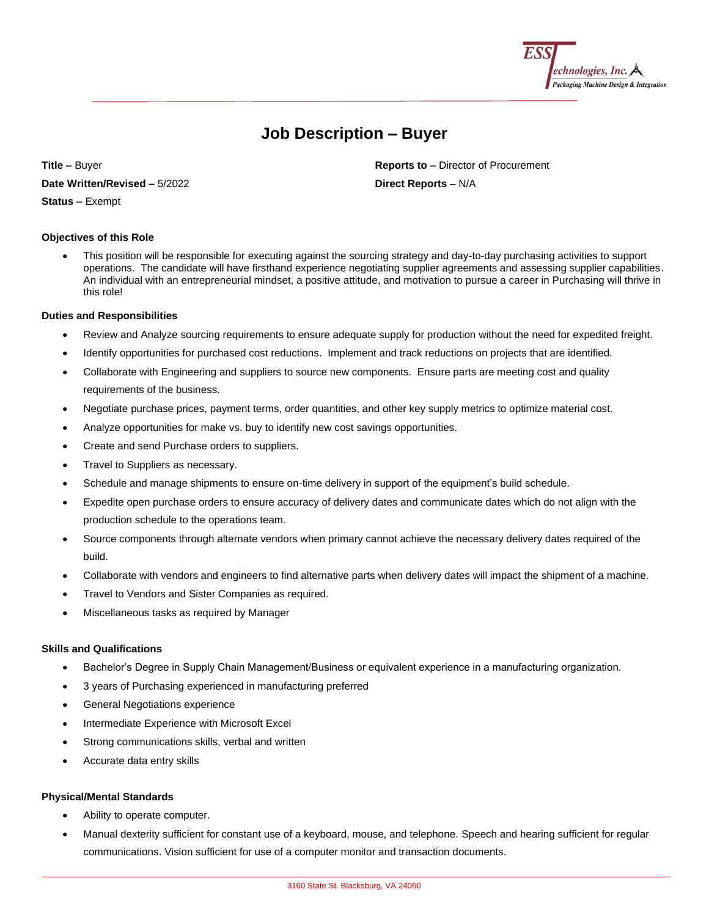ESS Technologies, Inc.
Packaging Machine Design & Integration

# Job Description – Buyer

**Title –** Buyer

**Date Written/Revised –** 5/2022

**Status –** Exempt

**Reports to –** Director of Procurement

**Direct Reports** – N/A

### Objectives of this Role

- This position will be responsible for executing against the sourcing strategy and day-to-day purchasing activities to support operations. The candidate will have firsthand experience negotiating supplier agreements and assessing supplier capabilities. An individual with an entrepreneurial mindset, a positive attitude, and motivation to pursue a career in Purchasing will thrive in this role!

### Duties and Responsibilities

- Review and Analyze sourcing requirements to ensure adequate supply for production without the need for expedited freight.
- Identify opportunities for purchased cost reductions. Implement and track reductions on projects that are identified.
- Collaborate with Engineering and suppliers to source new components. Ensure parts are meeting cost and quality requirements of the business.
- Negotiate purchase prices, payment terms, order quantities, and other key supply metrics to optimize material cost.
- Analyze opportunities for make vs. buy to identify new cost savings opportunities.
- Create and send Purchase orders to suppliers.
- Travel to Suppliers as necessary.
- Schedule and manage shipments to ensure on-time delivery in support of the equipment's build schedule.
- Expedite open purchase orders to ensure accuracy of delivery dates and communicate dates which do not align with the production schedule to the operations team.
- Source components through alternate vendors when primary cannot achieve the necessary delivery dates required of the build.
- Collaborate with vendors and engineers to find alternative parts when delivery dates will impact the shipment of a machine.
- Travel to Vendors and Sister Companies as required.
- Miscellaneous tasks as required by Manager

### Skills and Qualifications

- Bachelor's Degree in Supply Chain Management/Business or equivalent experience in a manufacturing organization.
- 3 years of Purchasing experienced in manufacturing preferred
- General Negotiations experience
- Intermediate Experience with Microsoft Excel
- Strong communications skills, verbal and written
- Accurate data entry skills

### Physical/Mental Standards

- Ability to operate computer.
- Manual dexterity sufficient for constant use of a keyboard, mouse, and telephone. Speech and hearing sufficient for regular communications. Vision sufficient for use of a computer monitor and transaction documents.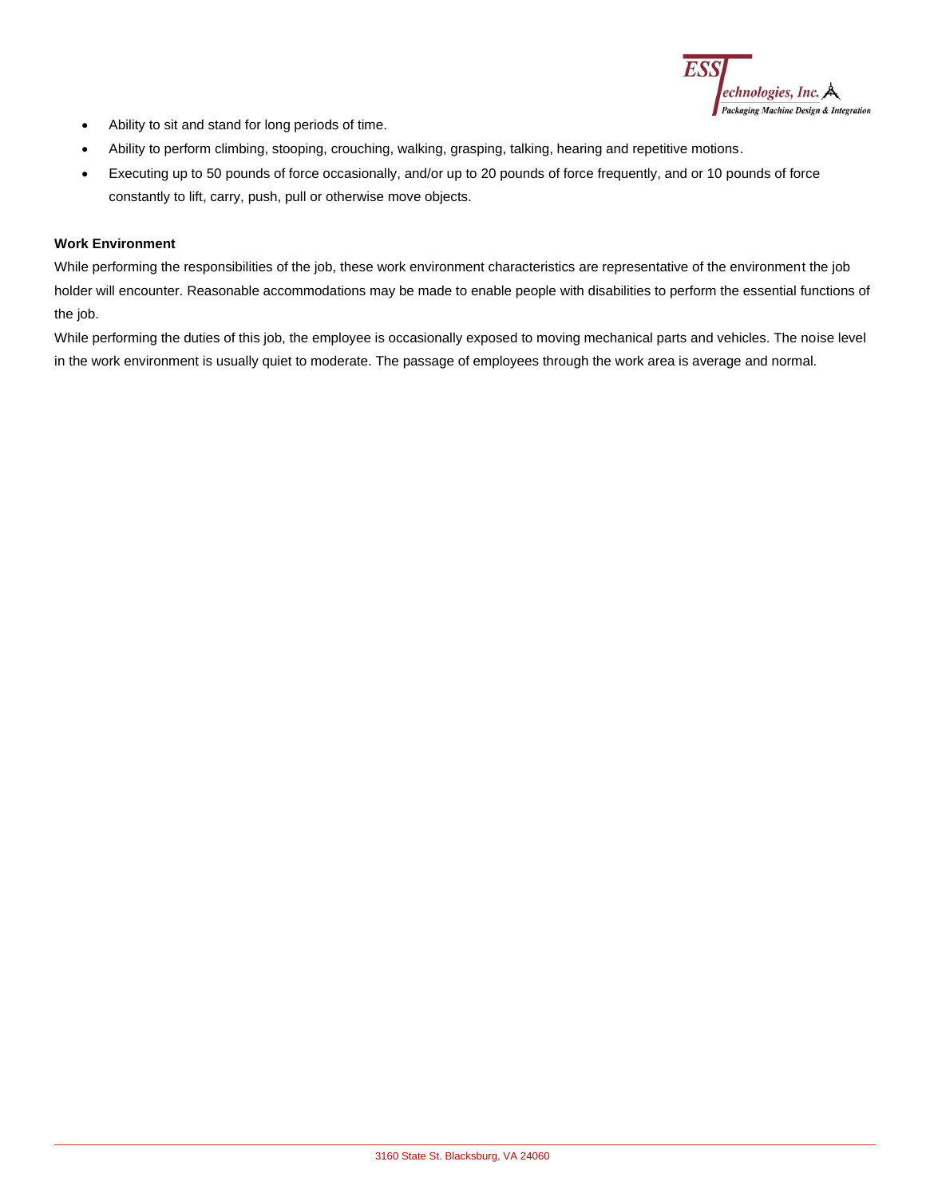- Ability to sit and stand for long periods of time.
- Ability to perform climbing, stooping, crouching, walking, grasping, talking, hearing and repetitive motions.
- Executing up to 50 pounds of force occasionally, and/or up to 20 pounds of force frequently, and or 10 pounds of force constantly to lift, carry, push, pull or otherwise move objects.

**Work Environment**

While performing the responsibilities of the job, these work environment characteristics are representative of the environment the job holder will encounter. Reasonable accommodations may be made to enable people with disabilities to perform the essential functions of the job.

While performing the duties of this job, the employee is occasionally exposed to moving mechanical parts and vehicles. The noise level in the work environment is usually quiet to moderate. The passage of employees through the work area is average and normal.